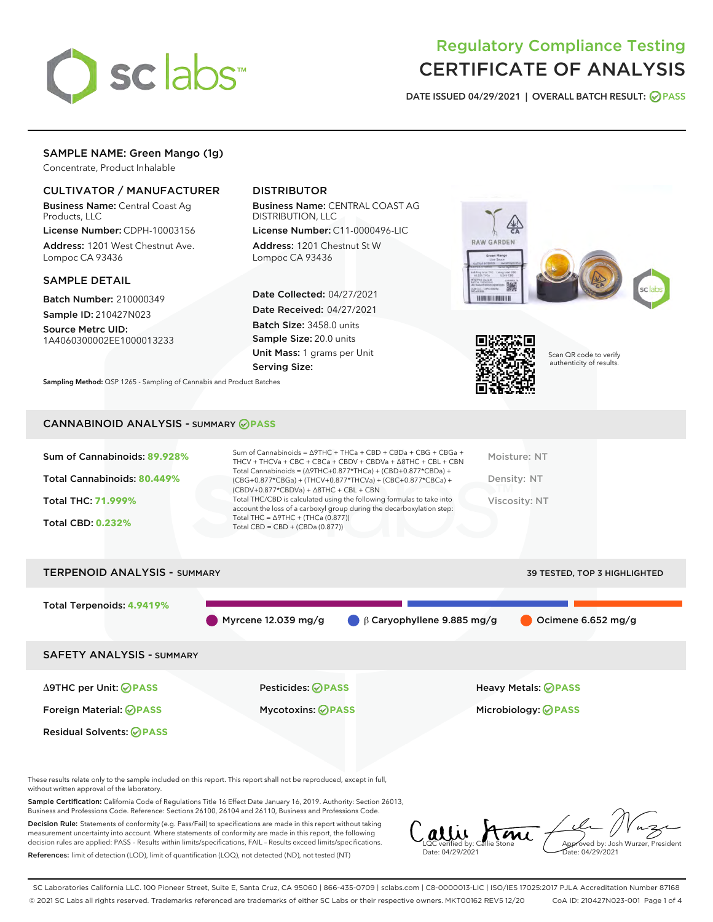# Regulatory Compliance Testing
# CERTIFICATE OF ANALYSIS

DATE ISSUED 04/29/2021 | OVERALL BATCH RESULT: PASS

## SAMPLE NAME: Green Mango (1g)

Concentrate, Product Inhalable

### CULTIVATOR / MANUFACTURER

**Business Name:** Central Coast Ag Products, LLC

**License Number:** CDPH-10003156

**Address:** 1201 West Chestnut Ave. Lompoc CA 93436

### DISTRIBUTOR

**Business Name:** CENTRAL COAST AG DISTRIBUTION, LLC

**License Number:** C11-0000496-LIC

**Address:** 1201 Chestnut St W Lompoc CA 93436

### SAMPLE DETAIL

**Batch Number:** 210000349

**Sample ID:** 210427N023

**Source Metrc UID:** 1A4060300002EE1000013233

**Date Collected:** 04/27/2021

**Date Received:** 04/27/2021

**Batch Size:** 3458.0 units

**Sample Size:** 20.0 units

**Unit Mass:** 1 grams per Unit

**Serving Size:**

Scan QR code to verify authenticity of results.

**Sampling Method:** QSP 1265 - Sampling of Cannabis and Product Batches

## CANNABINOID ANALYSIS - SUMMARY PASS

**Sum of Cannabinoids:** 89.928%

**Total Cannabinoids:** 80.449%

**Total THC:** 71.999%

**Total CBD:** 0.232%

Sum of Cannabinoids = Δ9THC + THCa + CBD + CBDa + CBG + CBGa + THCV + THCVa + CBC + CBCa + CBDV + CBDVa + Δ8THC + CBL + CBN

Total Cannabinoids = (Δ9THC+0.877*THCa) + (CBD+0.877*CBDa) + (CBG+0.877*CBGa) + (THCV+0.877*THCVa) + (CBC+0.877*CBCa) + (CBDV+0.877*CBDVa) + Δ8THC + CBL + CBN

Total THC/CBD is calculated using the following formulas to take into account the loss of a carboxyl group during the decarboxylation step:

Total THC = Δ9THC + (THCa (0.877))

Total CBD = CBD + (CBDa (0.877))

Moisture: NT

Density: NT

Viscosity: NT

## TERPENOID ANALYSIS - SUMMARY

39 TESTED, TOP 3 HIGHLIGHTED

**Total Terpenoids:** 4.9419%

Myrcene 12.039 mg/g | β Caryophyllene 9.885 mg/g | Ocimene 6.652 mg/g

## SAFETY ANALYSIS - SUMMARY

| | | |
|---|---|---|
| Δ9THC per Unit: PASS | Pesticides: PASS | Heavy Metals: PASS |
| Foreign Material: PASS | Mycotoxins: PASS | Microbiology: PASS |
| Residual Solvents: PASS | | |

These results relate only to the sample included on this report. This report shall not be reproduced, except in full, without written approval of the laboratory.

**Sample Certification:** California Code of Regulations Title 16 Effect Date January 16, 2019. Authority: Section 26013, Business and Professions Code. Reference: Sections 26100, 26104 and 26110, Business and Professions Code.

**Decision Rule:** Statements of conformity (e.g. Pass/Fail) to specifications are made in this report without taking measurement uncertainty into account. Where statements of conformity are made in this report, the following decision rules are applied: PASS - Results within limits/specifications, FAIL - Results exceed limits/specifications.

**References:** limit of detection (LOD), limit of quantification (LOQ), not detected (ND), not tested (NT)

LQC verified by: Callie Stone
Date: 04/29/2021

Approved by: Josh Wurzer, President
Date: 04/29/2021

SC Laboratories California LLC. 100 Pioneer Street, Suite E, Santa Cruz, CA 95060 | 866-435-0709 | sclabs.com | C8-0000013-LIC | ISO/IES 17025:2017 PJLA Accreditation Number 87168
© 2021 SC Labs all rights reserved. Trademarks referenced are trademarks of either SC Labs or their respective owners. MKT00162 REV5 12/20 CoA ID: 210427N023-001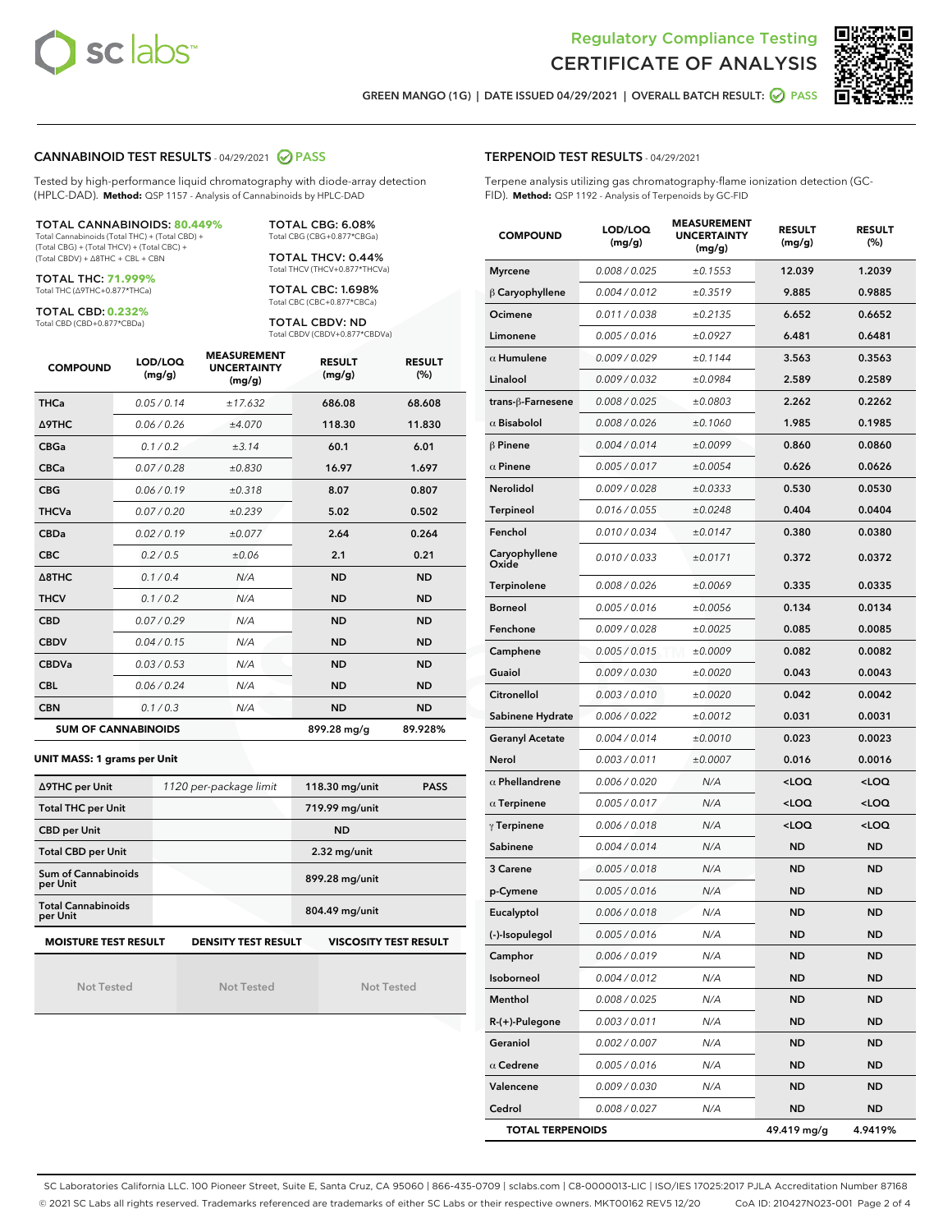# Regulatory Compliance Testing
# CERTIFICATE OF ANALYSIS

GREEN MANGO (1G) | DATE ISSUED 04/29/2021 | OVERALL BATCH RESULT: PASS

## CANNABINOID TEST RESULTS - 04/29/2021 PASS

Tested by high-performance liquid chromatography with diode-array detection (HPLC-DAD). **Method:** QSP 1157 - Analysis of Cannabinoids by HPLC-DAD

**TOTAL CANNABINOIDS: 80.449%**
Total Cannabinoids (Total THC) + (Total CBD) + (Total CBG) + (Total THCV) + (Total CBC) + (Total CBDV) + Δ8THC + CBL + CBN

**TOTAL THC: 71.999%**
Total THC (Δ9THC+0.877*THCa)

**TOTAL CBD: 0.232%**
Total CBD (CBD+0.877*CBDa)

**TOTAL CBG: 6.08%**
Total CBG (CBG+0.877*CBGa)

**TOTAL THCV: 0.44%**
Total THCV (THCV+0.877*THCVa)

**TOTAL CBC: 1.698%**
Total CBC (CBC+0.877*CBCa)

**TOTAL CBDV: ND**
Total CBDV (CBDV+0.877*CBDVa)

| COMPOUND | LOD/LOQ (mg/g) | MEASUREMENT UNCERTAINTY (mg/g) | RESULT (mg/g) | RESULT (%) |
|---|---|---|---|---|
| THCa | 0.05 / 0.14 | ±17.632 | 686.08 | 68.608 |
| Δ9THC | 0.06 / 0.26 | ±4.070 | 118.30 | 11.830 |
| CBGa | 0.1 / 0.2 | ±3.14 | 60.1 | 6.01 |
| CBCa | 0.07 / 0.28 | ±0.830 | 16.97 | 1.697 |
| CBG | 0.06 / 0.19 | ±0.318 | 8.07 | 0.807 |
| THCVa | 0.07 / 0.20 | ±0.239 | 5.02 | 0.502 |
| CBDa | 0.02 / 0.19 | ±0.077 | 2.64 | 0.264 |
| CBC | 0.2 / 0.5 | ±0.06 | 2.1 | 0.21 |
| Δ8THC | 0.1 / 0.4 | N/A | ND | ND |
| THCV | 0.1 / 0.2 | N/A | ND | ND |
| CBD | 0.07 / 0.29 | N/A | ND | ND |
| CBDV | 0.04 / 0.15 | N/A | ND | ND |
| CBDVa | 0.03 / 0.53 | N/A | ND | ND |
| CBL | 0.06 / 0.24 | N/A | ND | ND |
| CBN | 0.1 / 0.3 | N/A | ND | ND |
| **SUM OF CANNABINOIDS** | | | **899.28 mg/g** | **89.928%** |

**UNIT MASS: 1 grams per Unit**

| | | | |
|---|---|---|---|
| Δ9THC per Unit | 1120 per-package limit | 118.30 mg/unit | PASS |
| Total THC per Unit | | 719.99 mg/unit | |
| CBD per Unit | | ND | |
| Total CBD per Unit | | 2.32 mg/unit | |
| Sum of Cannabinoids per Unit | | 899.28 mg/unit | |
| Total Cannabinoids per Unit | | 804.49 mg/unit | |

| MOISTURE TEST RESULT | DENSITY TEST RESULT | VISCOSITY TEST RESULT |
|---|---|---|
| Not Tested | Not Tested | Not Tested |

## TERPENOID TEST RESULTS - 04/29/2021

Terpene analysis utilizing gas chromatography-flame ionization detection (GC-FID). **Method:** QSP 1192 - Analysis of Terpenoids by GC-FID

| COMPOUND | LOD/LOQ (mg/g) | MEASUREMENT UNCERTAINTY (mg/g) | RESULT (mg/g) | RESULT (%) |
|---|---|---|---|---|
| Myrcene | 0.008 / 0.025 | ±0.1553 | 12.039 | 1.2039 |
| β Caryophyllene | 0.004 / 0.012 | ±0.3519 | 9.885 | 0.9885 |
| Ocimene | 0.011 / 0.038 | ±0.2135 | 6.652 | 0.6652 |
| Limonene | 0.005 / 0.016 | ±0.0927 | 6.481 | 0.6481 |
| α Humulene | 0.009 / 0.029 | ±0.1144 | 3.563 | 0.3563 |
| Linalool | 0.009 / 0.032 | ±0.0984 | 2.589 | 0.2589 |
| trans-β-Farnesene | 0.008 / 0.025 | ±0.0803 | 2.262 | 0.2262 |
| α Bisabolol | 0.008 / 0.026 | ±0.1060 | 1.985 | 0.1985 |
| β Pinene | 0.004 / 0.014 | ±0.0099 | 0.860 | 0.0860 |
| α Pinene | 0.005 / 0.017 | ±0.0054 | 0.626 | 0.0626 |
| Nerolidol | 0.009 / 0.028 | ±0.0333 | 0.530 | 0.0530 |
| Terpineol | 0.016 / 0.055 | ±0.0248 | 0.404 | 0.0404 |
| Fenchol | 0.010 / 0.034 | ±0.0147 | 0.380 | 0.0380 |
| Caryophyllene Oxide | 0.010 / 0.033 | ±0.0171 | 0.372 | 0.0372 |
| Terpinolene | 0.008 / 0.026 | ±0.0069 | 0.335 | 0.0335 |
| Borneol | 0.005 / 0.016 | ±0.0056 | 0.134 | 0.0134 |
| Fenchone | 0.009 / 0.028 | ±0.0025 | 0.085 | 0.0085 |
| Camphene | 0.005 / 0.015 | ±0.0009 | 0.082 | 0.0082 |
| Guaiol | 0.009 / 0.030 | ±0.0020 | 0.043 | 0.0043 |
| Citronellol | 0.003 / 0.010 | ±0.0020 | 0.042 | 0.0042 |
| Sabinene Hydrate | 0.006 / 0.022 | ±0.0012 | 0.031 | 0.0031 |
| Geranyl Acetate | 0.004 / 0.014 | ±0.0010 | 0.023 | 0.0023 |
| Nerol | 0.003 / 0.011 | ±0.0007 | 0.016 | 0.0016 |
| α Phellandrene | 0.006 / 0.020 | N/A | <LOQ | <LOQ |
| α Terpinene | 0.005 / 0.017 | N/A | <LOQ | <LOQ |
| γ Terpinene | 0.006 / 0.018 | N/A | <LOQ | <LOQ |
| Sabinene | 0.004 / 0.014 | N/A | ND | ND |
| 3 Carene | 0.005 / 0.018 | N/A | ND | ND |
| p-Cymene | 0.005 / 0.016 | N/A | ND | ND |
| Eucalyptol | 0.006 / 0.018 | N/A | ND | ND |
| (-)-Isopulegol | 0.005 / 0.016 | N/A | ND | ND |
| Camphor | 0.006 / 0.019 | N/A | ND | ND |
| Isoborneol | 0.004 / 0.012 | N/A | ND | ND |
| Menthol | 0.008 / 0.025 | N/A | ND | ND |
| R-(+)-Pulegone | 0.003 / 0.011 | N/A | ND | ND |
| Geraniol | 0.002 / 0.007 | N/A | ND | ND |
| α Cedrene | 0.005 / 0.016 | N/A | ND | ND |
| Valencene | 0.009 / 0.030 | N/A | ND | ND |
| Cedrol | 0.008 / 0.027 | N/A | ND | ND |
| **TOTAL TERPENOIDS** | | | **49.419 mg/g** | **4.9419%** |

SC Laboratories California LLC. 100 Pioneer Street, Suite E, Santa Cruz, CA 95060 | 866-435-0709 | sclabs.com | C8-0000013-LIC | ISO/IES 17025:2017 PJLA Accreditation Number 87168
© 2021 SC Labs all rights reserved. Trademarks referenced are trademarks of either SC Labs or their respective owners. MKT00162 REV5 12/20 CoA ID: 210427N023-001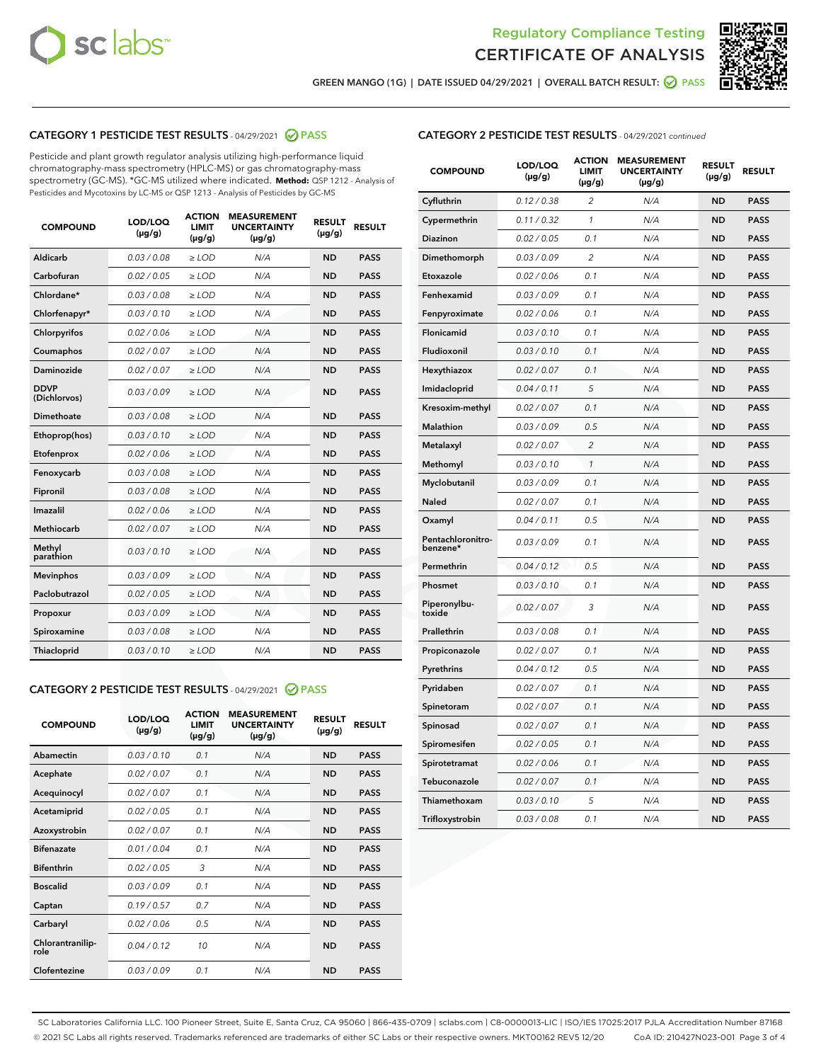# Regulatory Compliance Testing
# CERTIFICATE OF ANALYSIS

GREEN MANGO (1G) | DATE ISSUED 04/29/2021 | OVERALL BATCH RESULT: PASS

## CATEGORY 1 PESTICIDE TEST RESULTS - 04/29/2021 PASS

Pesticide and plant growth regulator analysis utilizing high-performance liquid chromatography-mass spectrometry (HPLC-MS) or gas chromatography-mass spectrometry (GC-MS). *GC-MS utilized where indicated. **Method:** QSP 1212 - Analysis of Pesticides and Mycotoxins by LC-MS or QSP 1213 - Analysis of Pesticides by GC-MS

| COMPOUND | LOD/LOQ (µg/g) | ACTION LIMIT (µg/g) | MEASUREMENT UNCERTAINTY (µg/g) | RESULT (µg/g) | RESULT |
|---|---|---|---|---|---|
| Aldicarb | 0.03 / 0.08 | ≥ LOD | N/A | ND | PASS |
| Carbofuran | 0.02 / 0.05 | ≥ LOD | N/A | ND | PASS |
| Chlordane* | 0.03 / 0.08 | ≥ LOD | N/A | ND | PASS |
| Chlorfenapyr* | 0.03 / 0.10 | ≥ LOD | N/A | ND | PASS |
| Chlorpyrifos | 0.02 / 0.06 | ≥ LOD | N/A | ND | PASS |
| Coumaphos | 0.02 / 0.07 | ≥ LOD | N/A | ND | PASS |
| Daminozide | 0.02 / 0.07 | ≥ LOD | N/A | ND | PASS |
| DDVP (Dichlorvos) | 0.03 / 0.09 | ≥ LOD | N/A | ND | PASS |
| Dimethoate | 0.03 / 0.08 | ≥ LOD | N/A | ND | PASS |
| Ethoprop(hos) | 0.03 / 0.10 | ≥ LOD | N/A | ND | PASS |
| Etofenprox | 0.02 / 0.06 | ≥ LOD | N/A | ND | PASS |
| Fenoxycarb | 0.03 / 0.08 | ≥ LOD | N/A | ND | PASS |
| Fipronil | 0.03 / 0.08 | ≥ LOD | N/A | ND | PASS |
| Imazalil | 0.02 / 0.06 | ≥ LOD | N/A | ND | PASS |
| Methiocarb | 0.02 / 0.07 | ≥ LOD | N/A | ND | PASS |
| Methyl parathion | 0.03 / 0.10 | ≥ LOD | N/A | ND | PASS |
| Mevinphos | 0.03 / 0.09 | ≥ LOD | N/A | ND | PASS |
| Paclobutrazol | 0.02 / 0.05 | ≥ LOD | N/A | ND | PASS |
| Propoxur | 0.03 / 0.09 | ≥ LOD | N/A | ND | PASS |
| Spiroxamine | 0.03 / 0.08 | ≥ LOD | N/A | ND | PASS |
| Thiacloprid | 0.03 / 0.10 | ≥ LOD | N/A | ND | PASS |

## CATEGORY 2 PESTICIDE TEST RESULTS - 04/29/2021 PASS

| COMPOUND | LOD/LOQ (µg/g) | ACTION LIMIT (µg/g) | MEASUREMENT UNCERTAINTY (µg/g) | RESULT (µg/g) | RESULT |
|---|---|---|---|---|---|
| Abamectin | 0.03 / 0.10 | 0.1 | N/A | ND | PASS |
| Acephate | 0.02 / 0.07 | 0.1 | N/A | ND | PASS |
| Acequinocyl | 0.02 / 0.07 | 0.1 | N/A | ND | PASS |
| Acetamiprid | 0.02 / 0.05 | 0.1 | N/A | ND | PASS |
| Azoxystrobin | 0.02 / 0.07 | 0.1 | N/A | ND | PASS |
| Bifenazate | 0.01 / 0.04 | 0.1 | N/A | ND | PASS |
| Bifenthrin | 0.02 / 0.05 | 3 | N/A | ND | PASS |
| Boscalid | 0.03 / 0.09 | 0.1 | N/A | ND | PASS |
| Captan | 0.19 / 0.57 | 0.7 | N/A | ND | PASS |
| Carbaryl | 0.02 / 0.06 | 0.5 | N/A | ND | PASS |
| Chlorantraniliprole | 0.04 / 0.12 | 10 | N/A | ND | PASS |
| Clofentezine | 0.03 / 0.09 | 0.1 | N/A | ND | PASS |
| Cyfluthrin | 0.12 / 0.38 | 2 | N/A | ND | PASS |
| Cypermethrin | 0.11 / 0.32 | 1 | N/A | ND | PASS |
| Diazinon | 0.02 / 0.05 | 0.1 | N/A | ND | PASS |
| Dimethomorph | 0.03 / 0.09 | 2 | N/A | ND | PASS |
| Etoxazole | 0.02 / 0.06 | 0.1 | N/A | ND | PASS |
| Fenhexamid | 0.03 / 0.09 | 0.1 | N/A | ND | PASS |
| Fenpyroximate | 0.02 / 0.06 | 0.1 | N/A | ND | PASS |
| Flonicamid | 0.03 / 0.10 | 0.1 | N/A | ND | PASS |
| Fludioxonil | 0.03 / 0.10 | 0.1 | N/A | ND | PASS |
| Hexythiazox | 0.02 / 0.07 | 0.1 | N/A | ND | PASS |
| Imidacloprid | 0.04 / 0.11 | 5 | N/A | ND | PASS |
| Kresoxim-methyl | 0.02 / 0.07 | 0.1 | N/A | ND | PASS |
| Malathion | 0.03 / 0.09 | 0.5 | N/A | ND | PASS |
| Metalaxyl | 0.02 / 0.07 | 2 | N/A | ND | PASS |
| Methomyl | 0.03 / 0.10 | 1 | N/A | ND | PASS |
| Myclobutanil | 0.03 / 0.09 | 0.1 | N/A | ND | PASS |
| Naled | 0.02 / 0.07 | 0.1 | N/A | ND | PASS |
| Oxamyl | 0.04 / 0.11 | 0.5 | N/A | ND | PASS |
| Pentachloronitrobenzene* | 0.03 / 0.09 | 0.1 | N/A | ND | PASS |
| Permethrin | 0.04 / 0.12 | 0.5 | N/A | ND | PASS |
| Phosmet | 0.03 / 0.10 | 0.1 | N/A | ND | PASS |
| Piperonylbutoxide | 0.02 / 0.07 | 3 | N/A | ND | PASS |
| Prallethrin | 0.03 / 0.08 | 0.1 | N/A | ND | PASS |
| Propiconazole | 0.02 / 0.07 | 0.1 | N/A | ND | PASS |
| Pyrethrins | 0.04 / 0.12 | 0.5 | N/A | ND | PASS |
| Pyridaben | 0.02 / 0.07 | 0.1 | N/A | ND | PASS |
| Spinetoram | 0.02 / 0.07 | 0.1 | N/A | ND | PASS |
| Spinosad | 0.02 / 0.07 | 0.1 | N/A | ND | PASS |
| Spiromesifen | 0.02 / 0.05 | 0.1 | N/A | ND | PASS |
| Spirotetramat | 0.02 / 0.06 | 0.1 | N/A | ND | PASS |
| Tebuconazole | 0.02 / 0.07 | 0.1 | N/A | ND | PASS |
| Thiamethoxam | 0.03 / 0.10 | 5 | N/A | ND | PASS |
| Trifloxystrobin | 0.03 / 0.08 | 0.1 | N/A | ND | PASS |

SC Laboratories California LLC. 100 Pioneer Street, Suite E, Santa Cruz, CA 95060 | 866-435-0709 | sclabs.com | C8-0000013-LIC | ISO/IES 17025:2017 PJLA Accreditation Number 87168
© 2021 SC Labs all rights reserved. Trademarks referenced are trademarks of either SC Labs or their respective owners. MKT00162 REV5 12/20 CoA ID: 210427N023-001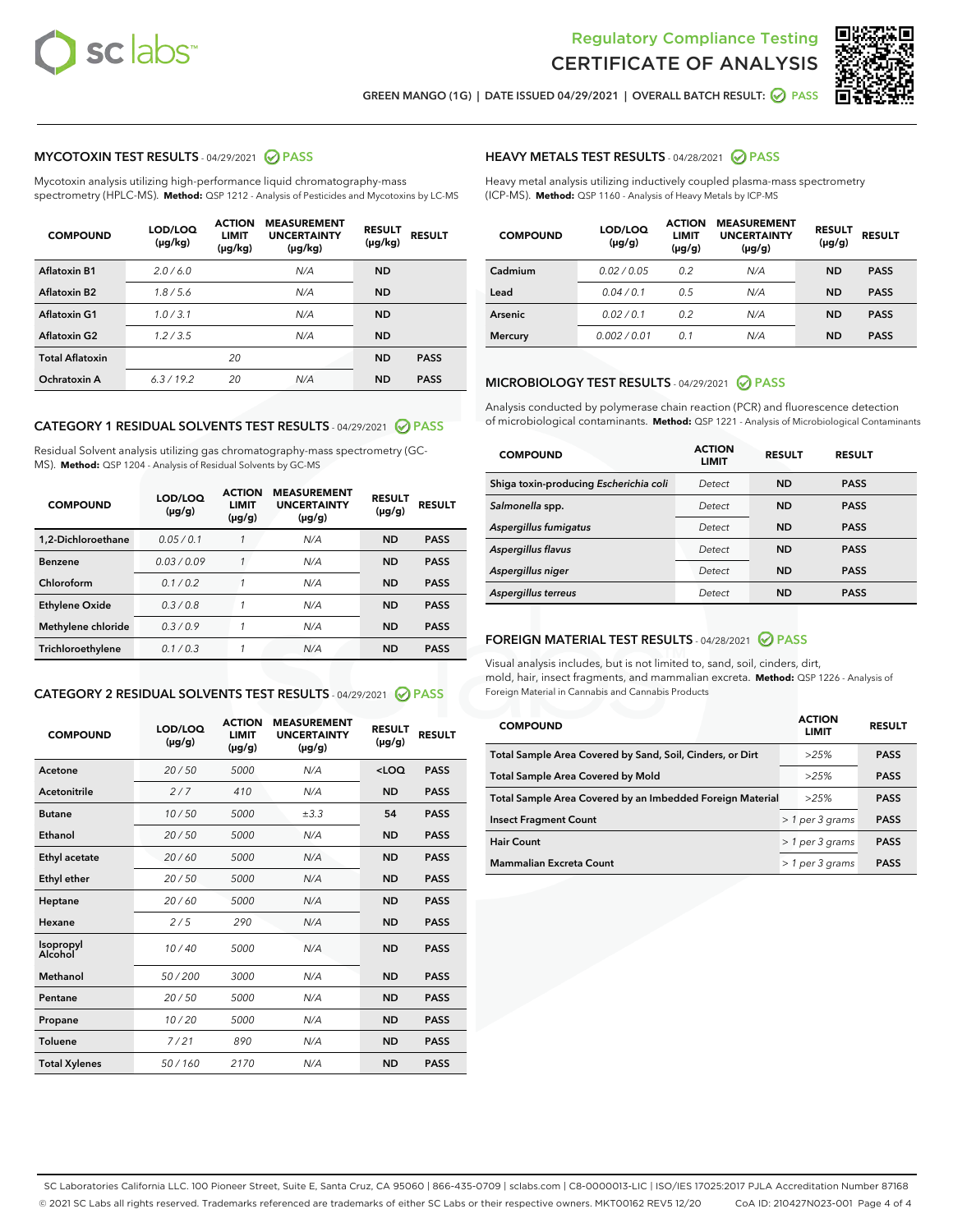Regulatory Compliance Testing
CERTIFICATE OF ANALYSIS

GREEN MANGO (1G) | DATE ISSUED 04/29/2021 | OVERALL BATCH RESULT: PASS

## MYCOTOXIN TEST RESULTS - 04/29/2021 PASS

Mycotoxin analysis utilizing high-performance liquid chromatography-mass spectrometry (HPLC-MS). **Method:** QSP 1212 - Analysis of Pesticides and Mycotoxins by LC-MS

| COMPOUND | LOD/LOQ (μg/kg) | ACTION LIMIT (μg/kg) | MEASUREMENT UNCERTAINTY (μg/kg) | RESULT (μg/kg) | RESULT |
|---|---|---|---|---|---|
| Aflatoxin B1 | 2.0 / 6.0 | | N/A | ND | |
| Aflatoxin B2 | 1.8 / 5.6 | | N/A | ND | |
| Aflatoxin G1 | 1.0 / 3.1 | | N/A | ND | |
| Aflatoxin G2 | 1.2 / 3.5 | | N/A | ND | |
| Total Aflatoxin | | 20 | | ND | PASS |
| Ochratoxin A | 6.3 / 19.2 | 20 | N/A | ND | PASS |

## CATEGORY 1 RESIDUAL SOLVENTS TEST RESULTS - 04/29/2021 PASS

Residual Solvent analysis utilizing gas chromatography-mass spectrometry (GC-MS). **Method:** QSP 1204 - Analysis of Residual Solvents by GC-MS

| COMPOUND | LOD/LOQ (μg/g) | ACTION LIMIT (μg/g) | MEASUREMENT UNCERTAINTY (μg/g) | RESULT (μg/g) | RESULT |
|---|---|---|---|---|---|
| 1,2-Dichloroethane | 0.05 / 0.1 | 1 | N/A | ND | PASS |
| Benzene | 0.03 / 0.09 | 1 | N/A | ND | PASS |
| Chloroform | 0.1 / 0.2 | 1 | N/A | ND | PASS |
| Ethylene Oxide | 0.3 / 0.8 | 1 | N/A | ND | PASS |
| Methylene chloride | 0.3 / 0.9 | 1 | N/A | ND | PASS |
| Trichloroethylene | 0.1 / 0.3 | 1 | N/A | ND | PASS |

## CATEGORY 2 RESIDUAL SOLVENTS TEST RESULTS - 04/29/2021 PASS

| COMPOUND | LOD/LOQ (μg/g) | ACTION LIMIT (μg/g) | MEASUREMENT UNCERTAINTY (μg/g) | RESULT (μg/g) | RESULT |
|---|---|---|---|---|---|
| Acetone | 20 / 50 | 5000 | N/A | <LOQ | PASS |
| Acetonitrile | 2 / 7 | 410 | N/A | ND | PASS |
| Butane | 10 / 50 | 5000 | ±3.3 | 54 | PASS |
| Ethanol | 20 / 50 | 5000 | N/A | ND | PASS |
| Ethyl acetate | 20 / 60 | 5000 | N/A | ND | PASS |
| Ethyl ether | 20 / 50 | 5000 | N/A | ND | PASS |
| Heptane | 20 / 60 | 5000 | N/A | ND | PASS |
| Hexane | 2 / 5 | 290 | N/A | ND | PASS |
| Isopropyl Alcohol | 10 / 40 | 5000 | N/A | ND | PASS |
| Methanol | 50 / 200 | 3000 | N/A | ND | PASS |
| Pentane | 20 / 50 | 5000 | N/A | ND | PASS |
| Propane | 10 / 20 | 5000 | N/A | ND | PASS |
| Toluene | 7 / 21 | 890 | N/A | ND | PASS |
| Total Xylenes | 50 / 160 | 2170 | N/A | ND | PASS |

## HEAVY METALS TEST RESULTS - 04/28/2021 PASS

Heavy metal analysis utilizing inductively coupled plasma-mass spectrometry (ICP-MS). **Method:** QSP 1160 - Analysis of Heavy Metals by ICP-MS

| COMPOUND | LOD/LOQ (μg/g) | ACTION LIMIT (μg/g) | MEASUREMENT UNCERTAINTY (μg/g) | RESULT (μg/g) | RESULT |
|---|---|---|---|---|---|
| Cadmium | 0.02 / 0.05 | 0.2 | N/A | ND | PASS |
| Lead | 0.04 / 0.1 | 0.5 | N/A | ND | PASS |
| Arsenic | 0.02 / 0.1 | 0.2 | N/A | ND | PASS |
| Mercury | 0.002 / 0.01 | 0.1 | N/A | ND | PASS |

## MICROBIOLOGY TEST RESULTS - 04/29/2021 PASS

Analysis conducted by polymerase chain reaction (PCR) and fluorescence detection of microbiological contaminants. **Method:** QSP 1221 - Analysis of Microbiological Contaminants

| COMPOUND | ACTION LIMIT | RESULT | RESULT |
|---|---|---|---|
| *Shiga toxin-producing Escherichia coli* | Detect | ND | PASS |
| *Salmonella* spp. | Detect | ND | PASS |
| *Aspergillus fumigatus* | Detect | ND | PASS |
| *Aspergillus flavus* | Detect | ND | PASS |
| *Aspergillus niger* | Detect | ND | PASS |
| *Aspergillus terreus* | Detect | ND | PASS |

## FOREIGN MATERIAL TEST RESULTS - 04/28/2021 PASS

Visual analysis includes, but is not limited to, sand, soil, cinders, dirt, mold, hair, insect fragments, and mammalian excreta. **Method:** QSP 1226 - Analysis of Foreign Material in Cannabis and Cannabis Products

| COMPOUND | ACTION LIMIT | RESULT |
|---|---|---|
| Total Sample Area Covered by Sand, Soil, Cinders, or Dirt | >25% | PASS |
| Total Sample Area Covered by Mold | >25% | PASS |
| Total Sample Area Covered by an Imbedded Foreign Material | >25% | PASS |
| Insect Fragment Count | > 1 per 3 grams | PASS |
| Hair Count | > 1 per 3 grams | PASS |
| Mammalian Excreta Count | > 1 per 3 grams | PASS |

SC Laboratories California LLC. 100 Pioneer Street, Suite E, Santa Cruz, CA 95060 | 866-435-0709 | sclabs.com | C8-0000013-LIC | ISO/IES 17025:2017 PJLA Accreditation Number 87168
© 2021 SC Labs all rights reserved. Trademarks referenced are trademarks of either SC Labs or their respective owners. MKT00162 REV5 12/20 CoA ID: 210427N023-001